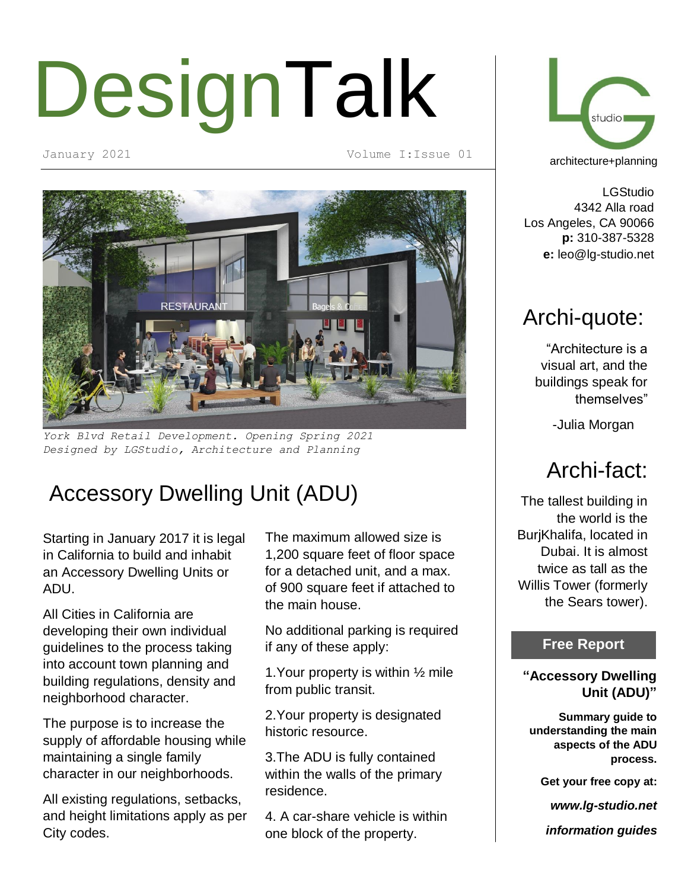# DesignTalk

January 2021 Volume I:Issue 01

*York Blvd Retail Development. Opening Spring 2021*
*Designed by LGStudio, Architecture and Planning*

## Accessory Dwelling Unit (ADU)

Starting in January 2017 it is legal in California to build and inhabit an Accessory Dwelling Units or ADU.

All Cities in California are developing their own individual guidelines to the process taking into account town planning and building regulations, density and neighborhood character.

The purpose is to increase the supply of affordable housing while maintaining a single family character in our neighborhoods.

All existing regulations, setbacks, and height limitations apply as per City codes.

The maximum allowed size is 1,200 square feet of floor space for a detached unit, and a max. of 900 square feet if attached to the main house.

No additional parking is required if any of these apply:

1. Your property is within ½ mile from public transit.
2. Your property is designated historic resource.
3. The ADU is fully contained within the walls of the primary residence.
4. A car-share vehicle is within one block of the property.

---

studio

architecture+planning

LGStudio
4342 Alla road
Los Angeles, CA 90066
**p:** 310-387-5328
**e:** leo@lg-studio.net

## Archi-quote:

"Architecture is a visual art, and the buildings speak for themselves"

-Julia Morgan

## Archi-fact:

The tallest building in the world is the BurjKhalifa, located in Dubai. It is almost twice as tall as the Willis Tower (formerly the Sears tower).

### Free Report

**"Accessory Dwelling Unit (ADU)"**

**Summary guide to understanding the main aspects of the ADU process.**

**Get your free copy at:**

***www.lg-studio.net***

***information guides***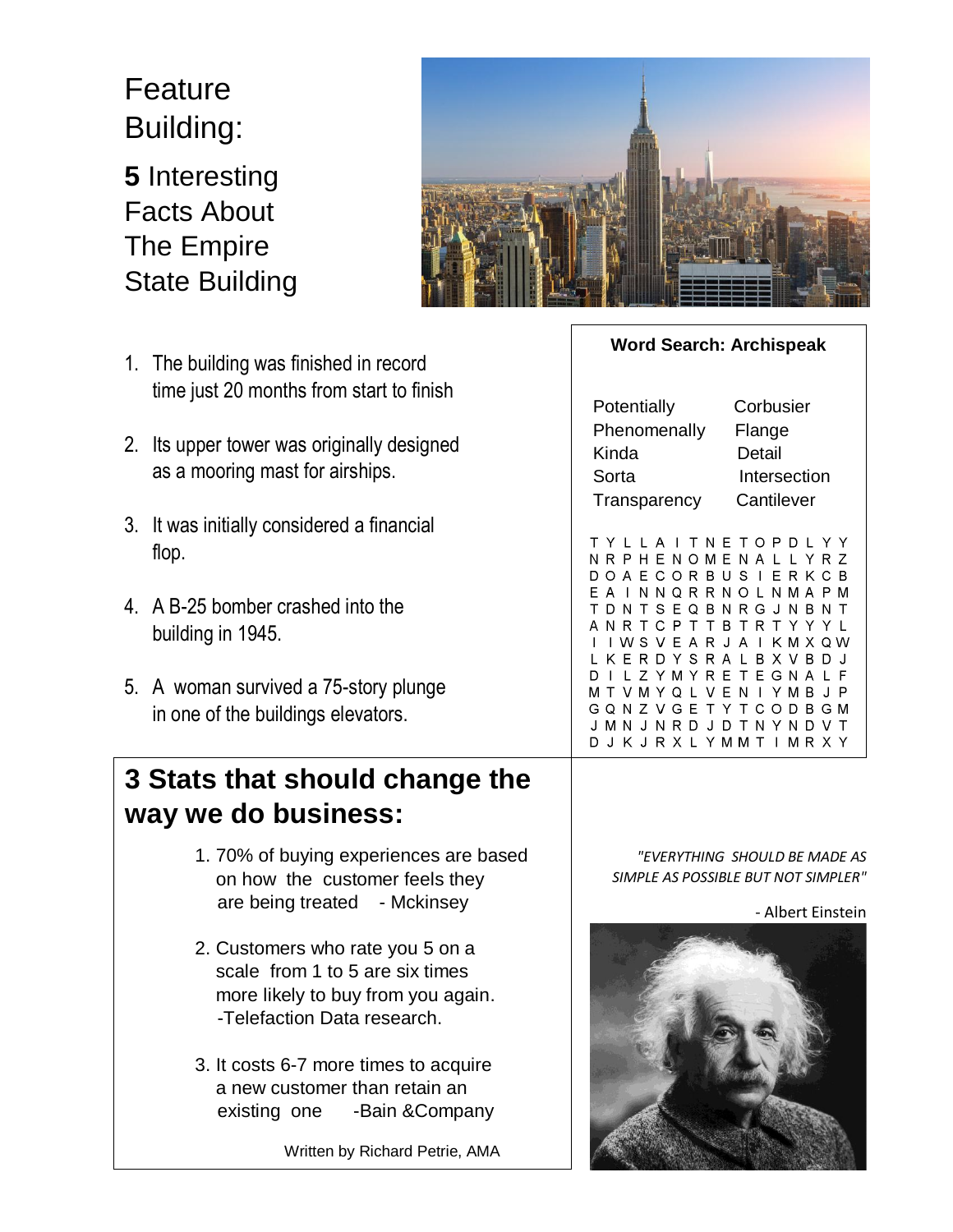# Feature Building:

## **5** Interesting Facts About The Empire State Building

1. The building was finished in record time just 20 months from start to finish
2. Its upper tower was originally designed as a mooring mast for airships.
3. It was initially considered a financial flop.
4. A B-25 bomber crashed into the building in 1945.
5. A woman survived a 75-story plunge in one of the buildings elevators.

**Word Search: Archispeak**

| | |
|---|---|
| Potentially | Corbusier |
| Phenomenally | Flange |
| Kinda | Detail |
| Sorta | Intersection |
| Transparency | Cantilever |

```
T Y L L A I T N E T O P D L Y Y
N R P H E N O M E N A L L Y R Z
D O A E C O R B U S I E R K C B
E A I N N Q R R N O L N M A P M
T D N T S E Q B N R G J N B N T
A N R T C P T T B T R T Y Y Y L
I I W S V E A R J A I K M X Q W
L K E R D Y S R A L B X V B D J
D I L Z Y M Y R E T E G N A L F
M T V M Y Q L V E N I Y M B J P
G Q N Z V G E T Y T C O D B G M
J M N J N R D J D T N Y N D V T
D J K J R X L Y M M T I M R X Y
```

## **3 Stats that should change the way we do business:**

1. 70% of buying experiences are based on how the customer feels they are being treated - Mckinsey
2. Customers who rate you 5 on a scale from 1 to 5 are six times more likely to buy from you again. -Telefaction Data research.
3. It costs 6-7 more times to acquire a new customer than retain an existing one -Bain &Company

Written by Richard Petrie, AMA

*"EVERYTHING SHOULD BE MADE AS SIMPLE AS POSSIBLE BUT NOT SIMPLER"*

- Albert Einstein